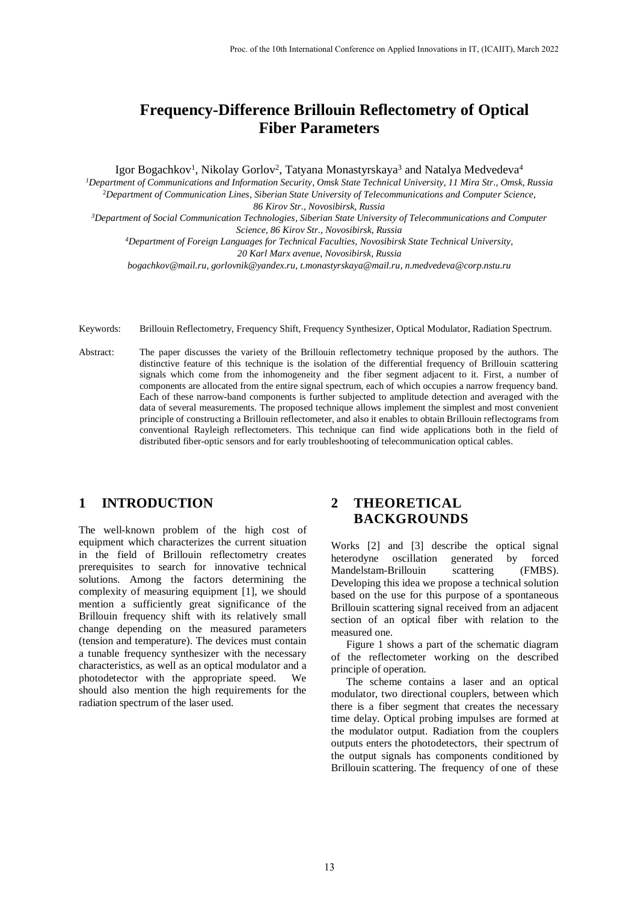# Frequency-Difference Brillouin Reflectometry of Optical Fiber Parameters

Igor Bogachkov[1], Nikolay Gorlov[2], Tatyana Monastyrskaya[3] and Natalya Medvedeva[4]

[1]*Department of Communications and Information Security, Omsk State Technical University, 11 Mira Str., Omsk, Russia*
[2]*Department of Communication Lines, Siberian State University of Telecommunications and Computer Science, 86 Kirov Str., Novosibirsk, Russia*
[3]*Department of Social Communication Technologies, Siberian State University of Telecommunications and Computer Science, 86 Kirov Str., Novosibirsk, Russia*
[4]*Department of Foreign Languages for Technical Faculties, Novosibirsk State Technical University, 20 Karl Marx avenue, Novosibirsk, Russia*
*bogachkov@mail.ru, gorlovnik@yandex.ru, t.monastyrskaya@mail.ru, n.medvedeva@corp.nstu.ru*

Keywords: Brillouin Reflectometry, Frequency Shift, Frequency Synthesizer, Optical Modulator, Radiation Spectrum.

Abstract: The paper discusses the variety of the Brillouin reflectometry technique proposed by the authors. The distinctive feature of this technique is the isolation of the differential frequency of Brillouin scattering signals which come from the inhomogeneity and the fiber segment adjacent to it. First, a number of components are allocated from the entire signal spectrum, each of which occupies a narrow frequency band. Each of these narrow-band components is further subjected to amplitude detection and averaged with the data of several measurements. The proposed technique allows implement the simplest and most convenient principle of constructing a Brillouin reflectometer, and also it enables to obtain Brillouin reflectograms from conventional Rayleigh reflectometers. This technique can find wide applications both in the field of distributed fiber-optic sensors and for early troubleshooting of telecommunication optical cables.

## 1 INTRODUCTION

The well-known problem of the high cost of equipment which characterizes the current situation in the field of Brillouin reflectometry creates prerequisites to search for innovative technical solutions. Among the factors determining the complexity of measuring equipment [1], we should mention a sufficiently great significance of the Brillouin frequency shift with its relatively small change depending on the measured parameters (tension and temperature). The devices must contain a tunable frequency synthesizer with the necessary characteristics, as well as an optical modulator and a photodetector with the appropriate speed. We should also mention the high requirements for the radiation spectrum of the laser used.

## 2 THEORETICAL BACKGROUNDS

Works [2] and [3] describe the optical signal heterodyne oscillation generated by forced Mandelstam-Brillouin scattering (FMBS). Developing this idea we propose a technical solution based on the use for this purpose of a spontaneous Brillouin scattering signal received from an adjacent section of an optical fiber with relation to the measured one.

Figure 1 shows a part of the schematic diagram of the reflectometer working on the described principle of operation.

The scheme contains a laser and an optical modulator, two directional couplers, between which there is a fiber segment that creates the necessary time delay. Optical probing impulses are formed at the modulator output. Radiation from the couplers outputs enters the photodetectors, their spectrum of the output signals has components conditioned by Brillouin scattering. The frequency of one of these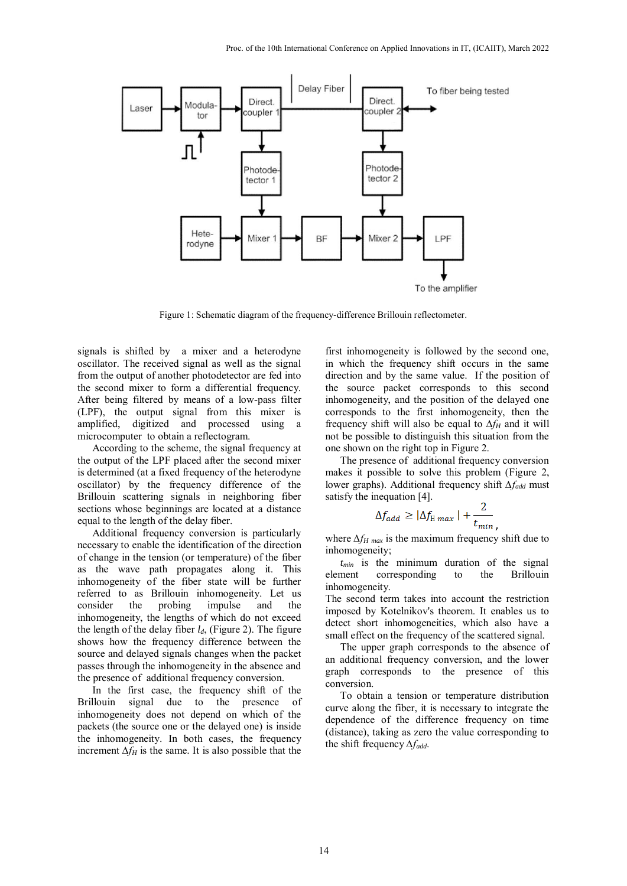Figure 1: Schematic diagram of the frequency-difference Brillouin reflectometer.

signals is shifted by a mixer and a heterodyne oscillator. The received signal as well as the signal from the output of another photodetector are fed into the second mixer to form a differential frequency. After being filtered by means of a low-pass filter (LPF), the output signal from this mixer is amplified, digitized and processed using a microcomputer to obtain a reflectogram.

According to the scheme, the signal frequency at the output of the LPF placed after the second mixer is determined (at a fixed frequency of the heterodyne oscillator) by the frequency difference of the Brillouin scattering signals in neighboring fiber sections whose beginnings are located at a distance equal to the length of the delay fiber.

Additional frequency conversion is particularly necessary to enable the identification of the direction of change in the tension (or temperature) of the fiber as the wave path propagates along it. This inhomogeneity of the fiber state will be further referred to as Brillouin inhomogeneity. Let us consider the probing impulse and the inhomogeneity, the lengths of which do not exceed the length of the delay fiber $l_d$, (Figure 2). The figure shows how the frequency difference between the source and delayed signals changes when the packet passes through the inhomogeneity in the absence and the presence of additional frequency conversion.

In the first case, the frequency shift of the Brillouin signal due to the presence of inhomogeneity does not depend on which of the packets (the source one or the delayed one) is inside the inhomogeneity. In both cases, the frequency increment $\Delta f_H$ is the same. It is also possible that the first inhomogeneity is followed by the second one, in which the frequency shift occurs in the same direction and by the same value. If the position of the source packet corresponds to this second inhomogeneity, and the position of the delayed one corresponds to the first inhomogeneity, then the frequency shift will also be equal to $\Delta f_H$ and it will not be possible to distinguish this situation from the one shown on the right top in Figure 2.

The presence of additional frequency conversion makes it possible to solve this problem (Figure 2, lower graphs). Additional frequency shift $\Delta f_{add}$ must satisfy the inequation [4].

$$\Delta f_{add} \geq |\Delta f_{H\,max}| + \frac{2}{t_{min}},$$

where $\Delta f_{H\,max}$ is the maximum frequency shift due to inhomogeneity;

$t_{min}$ is the minimum duration of the signal element corresponding to the Brillouin inhomogeneity.

The second term takes into account the restriction imposed by Kotelnikov's theorem. It enables us to detect short inhomogeneities, which also have a small effect on the frequency of the scattered signal.

The upper graph corresponds to the absence of an additional frequency conversion, and the lower graph corresponds to the presence of this conversion.

To obtain a tension or temperature distribution curve along the fiber, it is necessary to integrate the dependence of the difference frequency on time (distance), taking as zero the value corresponding to the shift frequency $\Delta f_{add}$.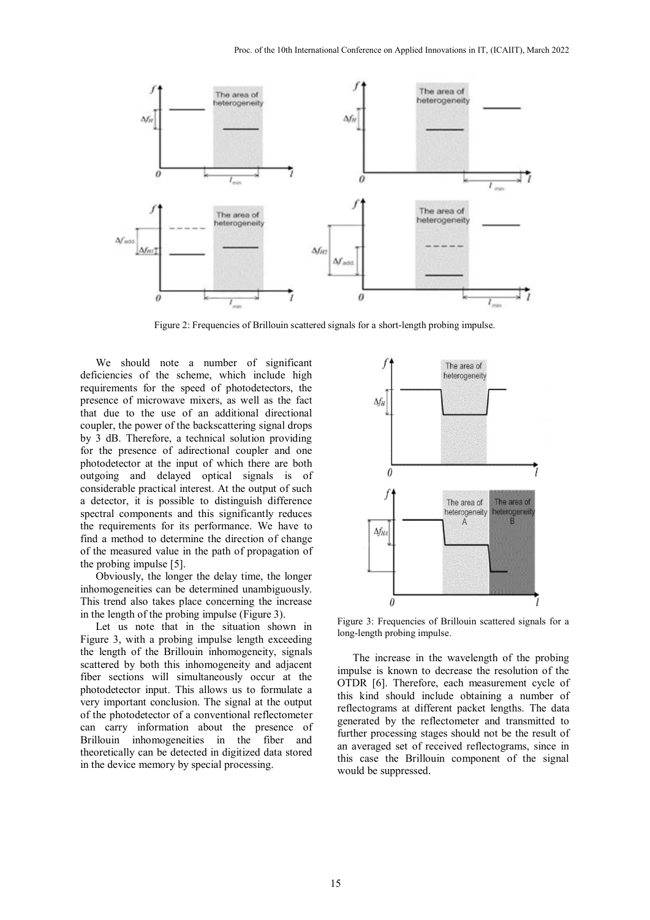Figure 2: Frequencies of Brillouin scattered signals for a short-length probing impulse.

We should note a number of significant deficiencies of the scheme, which include high requirements for the speed of photodetectors, the presence of microwave mixers, as well as the fact that due to the use of an additional directional coupler, the power of the backscattering signal drops by 3 dB. Therefore, a technical solution providing for the presence of adirectional coupler and one photodetector at the input of which there are both outgoing and delayed optical signals is of considerable practical interest. At the output of such a detector, it is possible to distinguish difference spectral components and this significantly reduces the requirements for its performance. We have to find a method to determine the direction of change of the measured value in the path of propagation of the probing impulse [5].

Obviously, the longer the delay time, the longer inhomogeneities can be determined unambiguously. This trend also takes place concerning the increase in the length of the probing impulse (Figure 3).

Let us note that in the situation shown in Figure 3, with a probing impulse length exceeding the length of the Brillouin inhomogeneity, signals scattered by both this inhomogeneity and adjacent fiber sections will simultaneously occur at the photodetector input. This allows us to formulate a very important conclusion. The signal at the output of the photodetector of a conventional reflectometer can carry information about the presence of Brillouin inhomogeneities in the fiber and theoretically can be detected in digitized data stored in the device memory by special processing.

Figure 3: Frequencies of Brillouin scattered signals for a long-length probing impulse.

The increase in the wavelength of the probing impulse is known to decrease the resolution of the OTDR [6]. Therefore, each measurement cycle of this kind should include obtaining a number of reflectograms at different packet lengths. The data generated by the reflectometer and transmitted to further processing stages should not be the result of an averaged set of received reflectograms, since in this case the Brillouin component of the signal would be suppressed.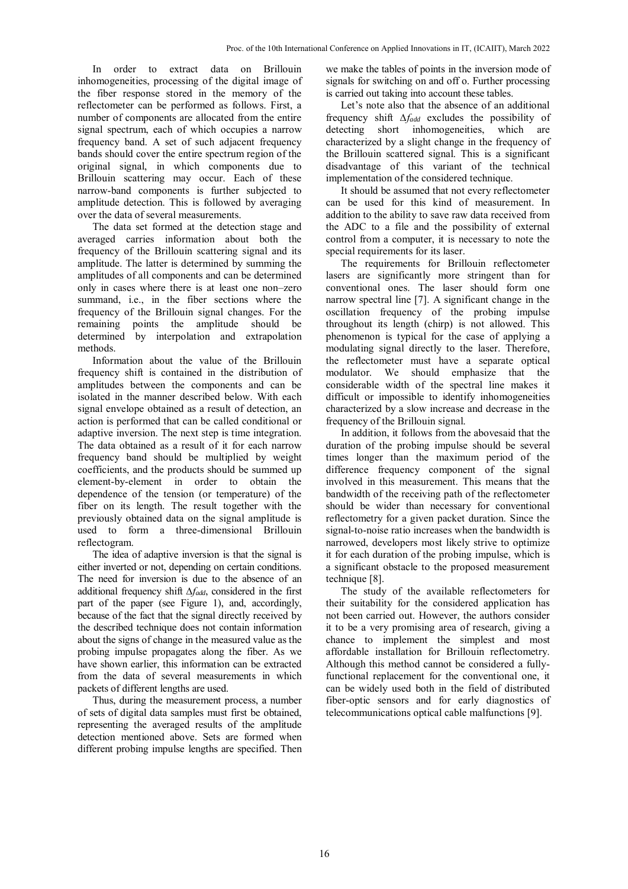In order to extract data on Brillouin inhomogeneities, processing of the digital image of the fiber response stored in the memory of the reflectometer can be performed as follows. First, a number of components are allocated from the entire signal spectrum, each of which occupies a narrow frequency band. A set of such adjacent frequency bands should cover the entire spectrum region of the original signal, in which components due to Brillouin scattering may occur. Each of these narrow-band components is further subjected to amplitude detection. This is followed by averaging over the data of several measurements.

The data set formed at the detection stage and averaged carries information about both the frequency of the Brillouin scattering signal and its amplitude. The latter is determined by summing the amplitudes of all components and can be determined only in cases where there is at least one non–zero summand, i.e., in the fiber sections where the frequency of the Brillouin signal changes. For the remaining points the amplitude should be determined by interpolation and extrapolation methods.

Information about the value of the Brillouin frequency shift is contained in the distribution of amplitudes between the components and can be isolated in the manner described below. With each signal envelope obtained as a result of detection, an action is performed that can be called conditional or adaptive inversion. The next step is time integration. The data obtained as a result of it for each narrow frequency band should be multiplied by weight coefficients, and the products should be summed up element-by-element in order to obtain the dependence of the tension (or temperature) of the fiber on its length. The result together with the previously obtained data on the signal amplitude is used to form a three-dimensional Brillouin reflectogram.

The idea of adaptive inversion is that the signal is either inverted or not, depending on certain conditions. The need for inversion is due to the absence of an additional frequency shift $\Delta f_{add}$, considered in the first part of the paper (see Figure 1), and, accordingly, because of the fact that the signal directly received by the described technique does not contain information about the signs of change in the measured value as the probing impulse propagates along the fiber. As we have shown earlier, this information can be extracted from the data of several measurements in which packets of different lengths are used.

Thus, during the measurement process, a number of sets of digital data samples must first be obtained, representing the averaged results of the amplitude detection mentioned above. Sets are formed when different probing impulse lengths are specified. Then we make the tables of points in the inversion mode of signals for switching on and off o. Further processing is carried out taking into account these tables.

Let's note also that the absence of an additional frequency shift $\Delta f_{add}$ excludes the possibility of detecting short inhomogeneities, which are characterized by a slight change in the frequency of the Brillouin scattered signal. This is a significant disadvantage of this variant of the technical implementation of the considered technique.

It should be assumed that not every reflectometer can be used for this kind of measurement. In addition to the ability to save raw data received from the ADC to a file and the possibility of external control from a computer, it is necessary to note the special requirements for its laser.

The requirements for Brillouin reflectometer lasers are significantly more stringent than for conventional ones. The laser should form one narrow spectral line [7]. A significant change in the oscillation frequency of the probing impulse throughout its length (chirp) is not allowed. This phenomenon is typical for the case of applying a modulating signal directly to the laser. Therefore, the reflectometer must have a separate optical modulator. We should emphasize that the considerable width of the spectral line makes it difficult or impossible to identify inhomogeneities characterized by a slow increase and decrease in the frequency of the Brillouin signal.

In addition, it follows from the abovesaid that the duration of the probing impulse should be several times longer than the maximum period of the difference frequency component of the signal involved in this measurement. This means that the bandwidth of the receiving path of the reflectometer should be wider than necessary for conventional reflectometry for a given packet duration. Since the signal-to-noise ratio increases when the bandwidth is narrowed, developers most likely strive to optimize it for each duration of the probing impulse, which is a significant obstacle to the proposed measurement technique [8].

The study of the available reflectometers for their suitability for the considered application has not been carried out. However, the authors consider it to be a very promising area of research, giving a chance to implement the simplest and most affordable installation for Brillouin reflectometry. Although this method cannot be considered a fully-functional replacement for the conventional one, it can be widely used both in the field of distributed fiber-optic sensors and for early diagnostics of telecommunications optical cable malfunctions [9].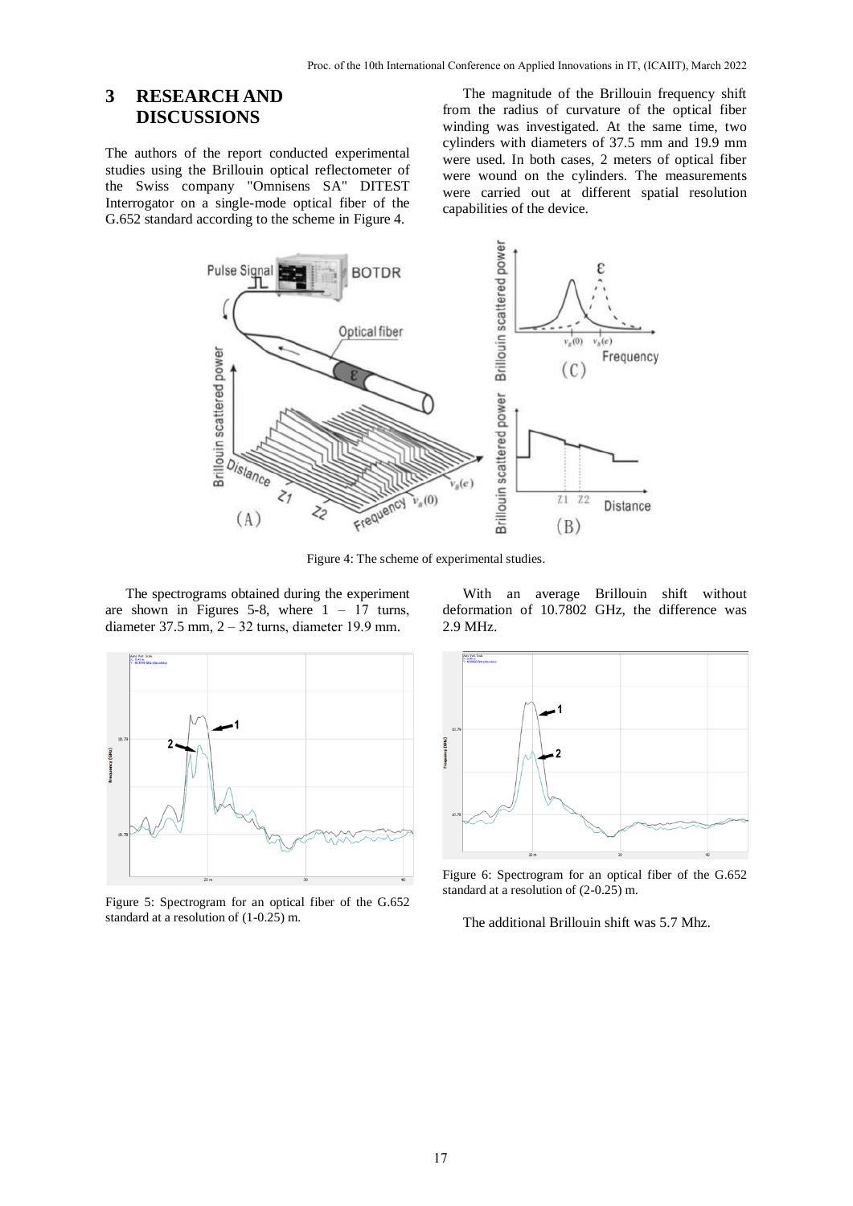## 3 RESEARCH AND DISCUSSIONS

The authors of the report conducted experimental studies using the Brillouin optical reflectometer of the Swiss company "Omnisens SA" DITEST Interrogator on a single-mode optical fiber of the G.652 standard according to the scheme in Figure 4.

The magnitude of the Brillouin frequency shift from the radius of curvature of the optical fiber winding was investigated. At the same time, two cylinders with diameters of 37.5 mm and 19.9 mm were used. In both cases, 2 meters of optical fiber were wound on the cylinders. The measurements were carried out at different spatial resolution capabilities of the device.

Figure 4: The scheme of experimental studies.

The spectrograms obtained during the experiment are shown in Figures 5-8, where 1 – 17 turns, diameter 37.5 mm, 2 – 32 turns, diameter 19.9 mm.

Figure 5: Spectrogram for an optical fiber of the G.652 standard at a resolution of (1-0.25) m.

With an average Brillouin shift without deformation of 10.7802 GHz, the difference was 2.9 MHz.

Figure 6: Spectrogram for an optical fiber of the G.652 standard at a resolution of (2-0.25) m.

The additional Brillouin shift was 5.7 Mhz.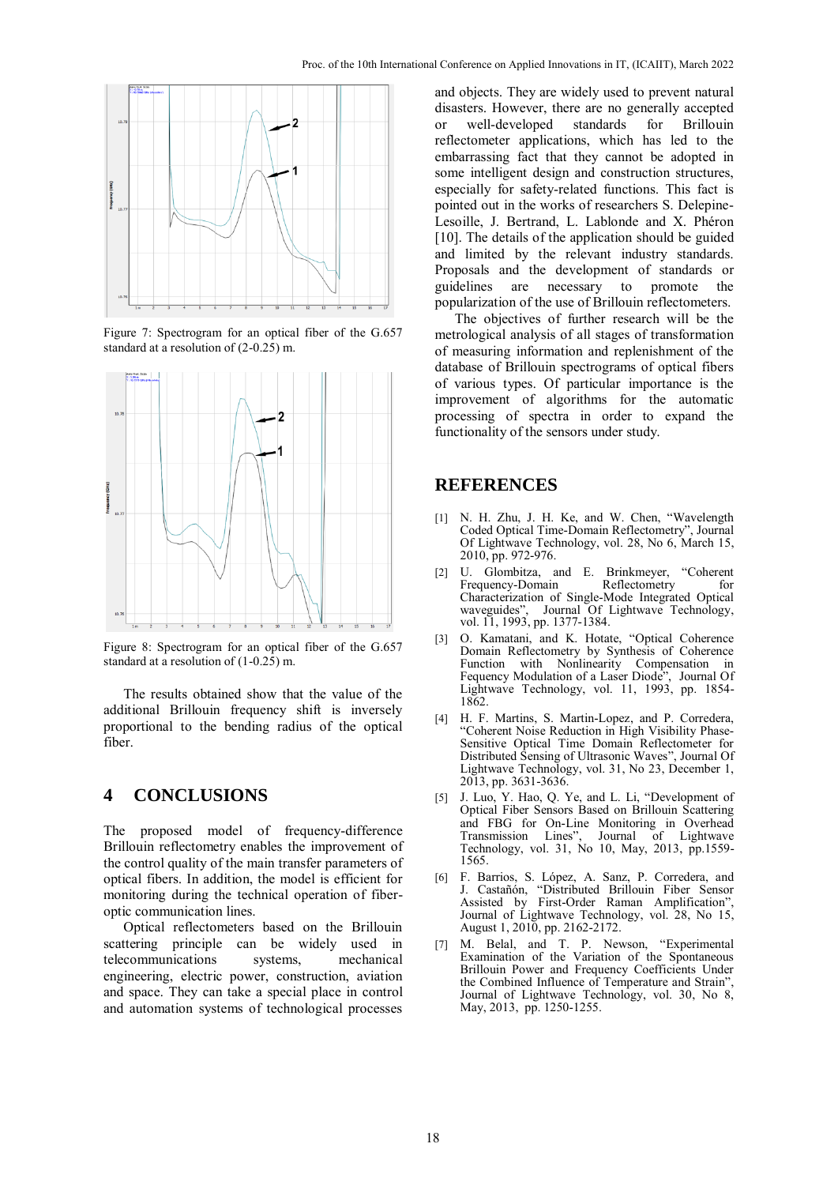Figure 7: Spectrogram for an optical fiber of the G.657 standard at a resolution of (2-0.25) m.

Figure 8: Spectrogram for an optical fiber of the G.657 standard at a resolution of (1-0.25) m.

The results obtained show that the value of the additional Brillouin frequency shift is inversely proportional to the bending radius of the optical fiber.

## 4 CONCLUSIONS

The proposed model of frequency-difference Brillouin reflectometry enables the improvement of the control quality of the main transfer parameters of optical fibers. In addition, the model is efficient for monitoring during the technical operation of fiber-optic communication lines.

Optical reflectometers based on the Brillouin scattering principle can be widely used in telecommunications systems, mechanical engineering, electric power, construction, aviation and space. They can take a special place in control and automation systems of technological processes and objects. They are widely used to prevent natural disasters. However, there are no generally accepted or well-developed standards for Brillouin reflectometer applications, which has led to the embarrassing fact that they cannot be adopted in some intelligent design and construction structures, especially for safety-related functions. This fact is pointed out in the works of researchers S. Delepine-Lesoille, J. Bertrand, L. Lablonde and X. Phéron [10]. The details of the application should be guided and limited by the relevant industry standards. Proposals and the development of standards or guidelines are necessary to promote the popularization of the use of Brillouin reflectometers.

The objectives of further research will be the metrological analysis of all stages of transformation of measuring information and replenishment of the database of Brillouin spectrograms of optical fibers of various types. Of particular importance is the improvement of algorithms for the automatic processing of spectra in order to expand the functionality of the sensors under study.

## REFERENCES

[1] N. H. Zhu, J. H. Ke, and W. Chen, "Wavelength Coded Optical Time-Domain Reflectometry", Journal Of Lightwave Technology, vol. 28, No 6, March 15, 2010, pp. 972-976.

[2] U. Glombitza, and E. Brinkmeyer, "Coherent Frequency-Domain Reflectometry for Characterization of Single-Mode Integrated Optical waveguides", Journal Of Lightwave Technology, vol. 11, 1993, pp. 1377-1384.

[3] O. Kamatani, and K. Hotate, "Optical Coherence Domain Reflectometry by Synthesis of Coherence Function with Nonlinearity Compensation in Fequency Modulation of a Laser Diode", Journal Of Lightwave Technology, vol. 11, 1993, pp. 1854-1862.

[4] H. F. Martins, S. Martin-Lopez, and P. Corredera, "Coherent Noise Reduction in High Visibility Phase-Sensitive Optical Time Domain Reflectometer for Distributed Sensing of Ultrasonic Waves", Journal Of Lightwave Technology, vol. 31, No 23, December 1, 2013, pp. 3631-3636.

[5] J. Luo, Y. Hao, Q. Ye, and L. Li, "Development of Optical Fiber Sensors Based on Brillouin Scattering and FBG for On-Line Monitoring in Overhead Transmission Lines", Journal of Lightwave Technology, vol. 31, No 10, May, 2013, pp.1559-1565.

[6] F. Barrios, S. López, A. Sanz, P. Corredera, and J. Castañón, "Distributed Brillouin Fiber Sensor Assisted by First-Order Raman Amplification", Journal of Lightwave Technology, vol. 28, No 15, August 1, 2010, pp. 2162-2172.

[7] M. Belal, and T. P. Newson, "Experimental Examination of the Variation of the Spontaneous Brillouin Power and Frequency Coefficients Under the Combined Influence of Temperature and Strain", Journal of Lightwave Technology, vol. 30, No 8, May, 2013, pp. 1250-1255.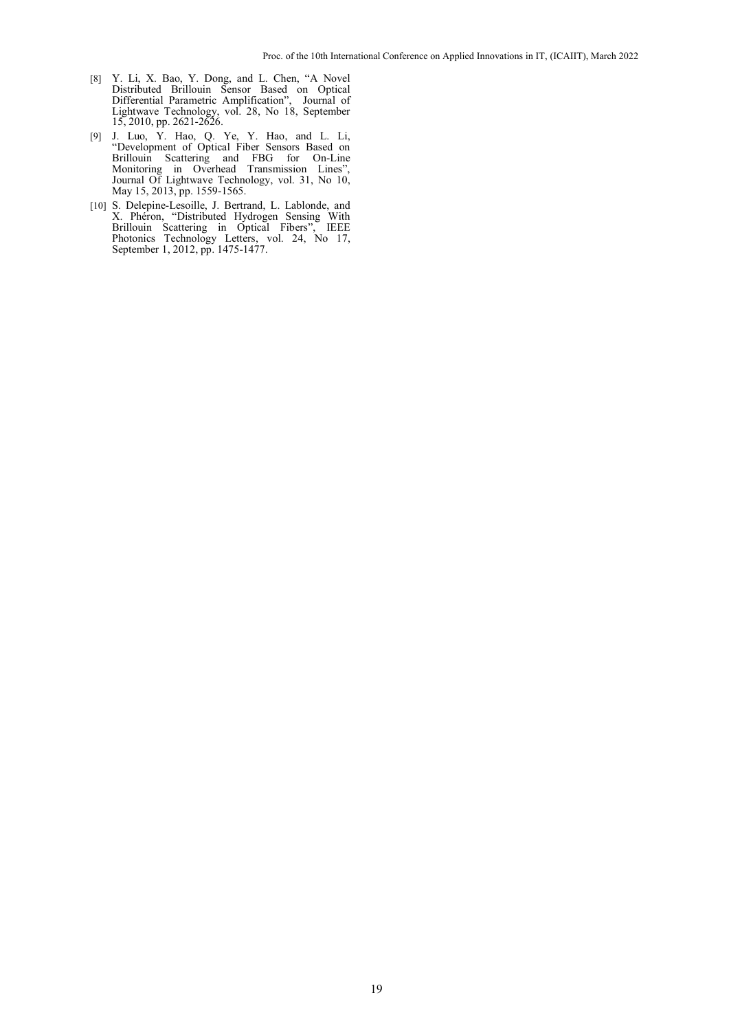[8] Y. Li, X. Bao, Y. Dong, and L. Chen, "A Novel Distributed Brillouin Sensor Based on Optical Differential Parametric Amplification", Journal of Lightwave Technology, vol. 28, No 18, September 15, 2010, pp. 2621-2626.

[9] J. Luo, Y. Hao, Q. Ye, Y. Hao, and L. Li, "Development of Optical Fiber Sensors Based on Brillouin Scattering and FBG for On-Line Monitoring in Overhead Transmission Lines", Journal Of Lightwave Technology, vol. 31, No 10, May 15, 2013, pp. 1559-1565.

[10] S. Delepine-Lesoille, J. Bertrand, L. Lablonde, and X. Phéron, "Distributed Hydrogen Sensing With Brillouin Scattering in Optical Fibers", IEEE Photonics Technology Letters, vol. 24, No 17, September 1, 2012, pp. 1475-1477.